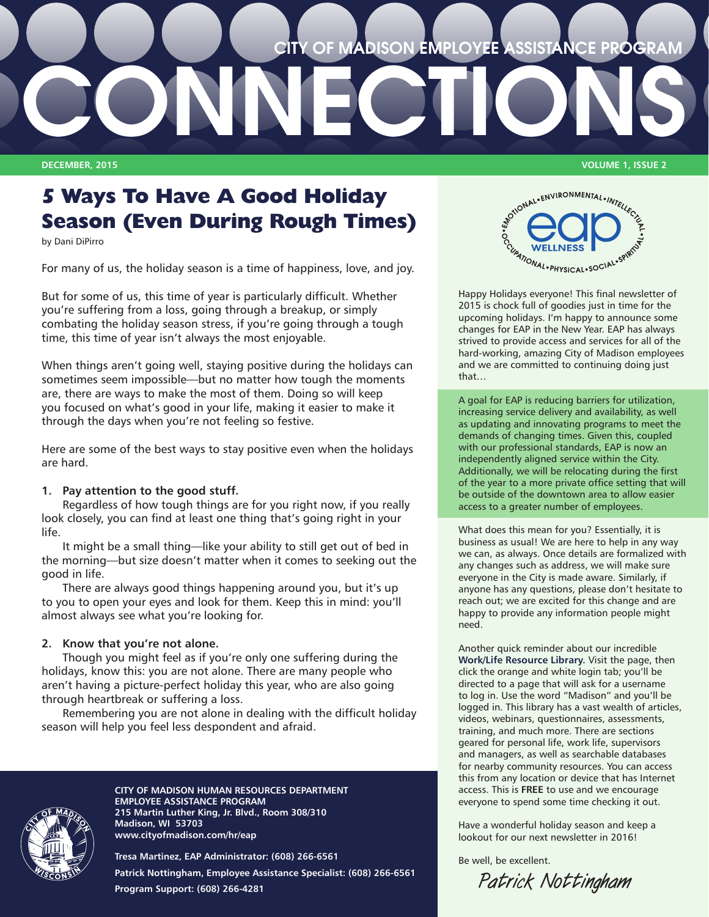# CITY OF MADISON EMPLOYEE ASSISTANCE PROGRAM

# CONNECTIONS

**DECEMBER, 2015** **VOLUME 1, ISSUE 2**

## 5 Ways To Have A Good Holiday Season (Even During Rough Times)

by Dani DiPirro

For many of us, the holiday season is a time of happiness, love, and joy.

But for some of us, this time of year is particularly difficult. Whether you're suffering from a loss, going through a breakup, or simply combating the holiday season stress, if you're going through a tough time, this time of year isn't always the most enjoyable.

When things aren't going well, staying positive during the holidays can sometimes seem impossible—but no matter how tough the moments are, there are ways to make the most of them. Doing so will keep you focused on what's good in your life, making it easier to make it through the days when you're not feeling so festive.

Here are some of the best ways to stay positive even when the holidays are hard.

**1. Pay attention to the good stuff.**

Regardless of how tough things are for you right now, if you really look closely, you can find at least one thing that's going right in your life.

It might be a small thing—like your ability to still get out of bed in the morning—but size doesn't matter when it comes to seeking out the good in life.

There are always good things happening around you, but it's up to you to open your eyes and look for them. Keep this in mind: you'll almost always see what you're looking for.

**2. Know that you're not alone.**

Though you might feel as if you're only one suffering during the holidays, know this: you are not alone. There are many people who aren't having a picture-perfect holiday this year, who are also going through heartbreak or suffering a loss.

Remembering you are not alone in dealing with the difficult holiday season will help you feel less despondent and afraid.

**CITY OF MADISON HUMAN RESOURCES DEPARTMENT**
**EMPLOYEE ASSISTANCE PROGRAM**
**215 Martin Luther King, Jr. Blvd., Room 308/310**
**Madison, WI 53703**
**www.cityofmadison.com/hr/eap**

**Tresa Martinez, EAP Administrator: (608) 266-6561**
**Patrick Nottingham, Employee Assistance Specialist: (608) 266-6561**
**Program Support: (608) 266-4281**

---

EMOTIONAL • ENVIRONMENTAL • INTELLECTUAL • SPIRITUAL • SOCIAL • PHYSICAL • OCCUPATIONAL — eap WELLNESS

Happy Holidays everyone! This final newsletter of 2015 is chock full of goodies just in time for the upcoming holidays. I'm happy to announce some changes for EAP in the New Year. EAP has always strived to provide access and services for all of the hard-working, amazing City of Madison employees and we are committed to continuing doing just that…

A goal for EAP is reducing barriers for utilization, increasing service delivery and availability, as well as updating and innovating programs to meet the demands of changing times. Given this, coupled with our professional standards, EAP is now an independently aligned service within the City. Additionally, we will be relocating during the first of the year to a more private office setting that will be outside of the downtown area to allow easier access to a greater number of employees.

What does this mean for you? Essentially, it is business as usual! We are here to help in any way we can, as always. Once details are formalized with any changes such as address, we will make sure everyone in the City is made aware. Similarly, if anyone has any questions, please don't hesitate to reach out; we are excited for this change and are happy to provide any information people might need.

Another quick reminder about our incredible **Work/Life Resource Library.** Visit the page, then click the orange and white login tab; you'll be directed to a page that will ask for a username to log in. Use the word "Madison" and you'll be logged in. This library has a vast wealth of articles, videos, webinars, questionnaires, assessments, training, and much more. There are sections geared for personal life, work life, supervisors and managers, as well as searchable databases for nearby community resources. You can access this from any location or device that has Internet access. This is **FREE** to use and we encourage everyone to spend some time checking it out.

Have a wonderful holiday season and keep a lookout for our next newsletter in 2016!

Be well, be excellent.

*Patrick Nottingham*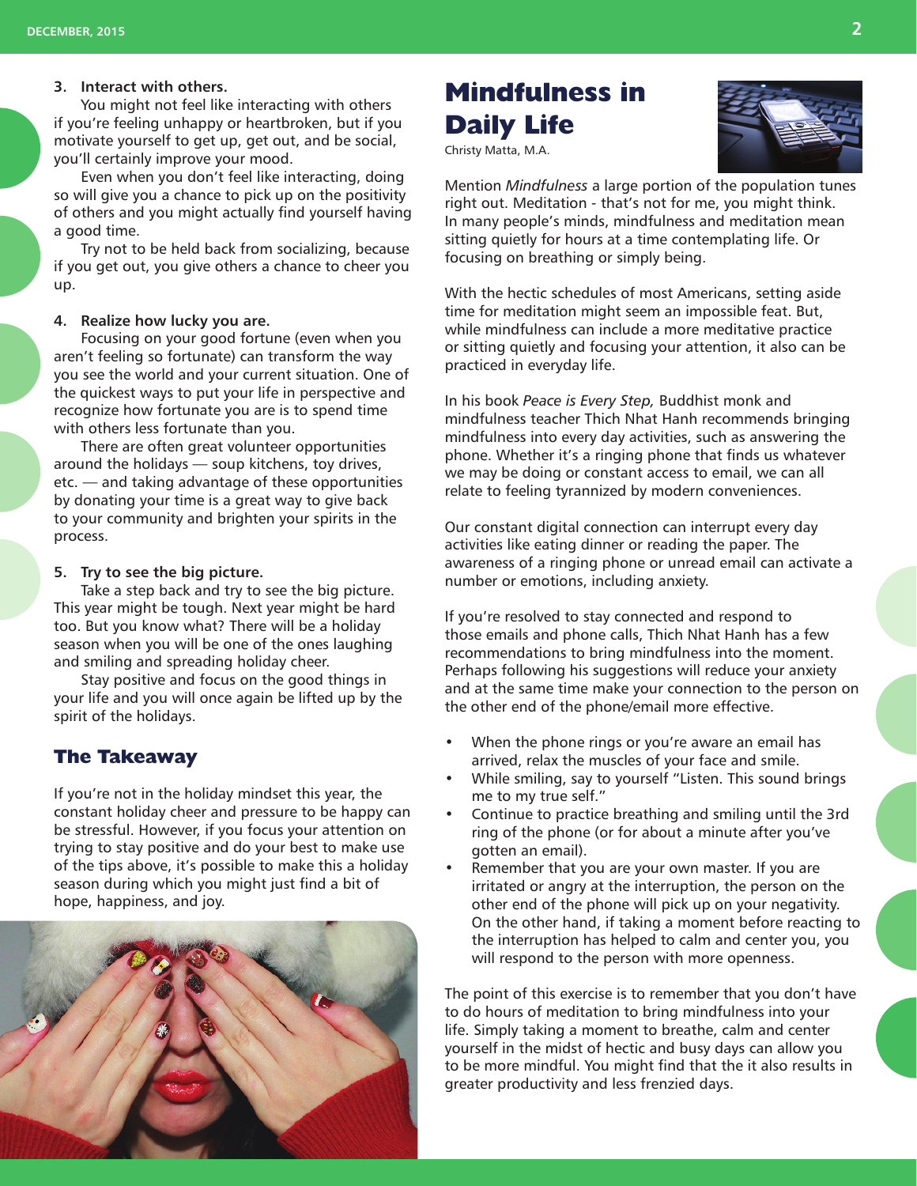3. **Interact with others.**

You might not feel like interacting with others if you're feeling unhappy or heartbroken, but if you motivate yourself to get up, get out, and be social, you'll certainly improve your mood.

Even when you don't feel like interacting, doing so will give you a chance to pick up on the positivity of others and you might actually find yourself having a good time.

Try not to be held back from socializing, because if you get out, you give others a chance to cheer you up.

4. **Realize how lucky you are.**

Focusing on your good fortune (even when you aren't feeling so fortunate) can transform the way you see the world and your current situation. One of the quickest ways to put your life in perspective and recognize how fortunate you are is to spend time with others less fortunate than you.

There are often great volunteer opportunities around the holidays — soup kitchens, toy drives, etc. — and taking advantage of these opportunities by donating your time is a great way to give back to your community and brighten your spirits in the process.

5. **Try to see the big picture.**

Take a step back and try to see the big picture. This year might be tough. Next year might be hard too. But you know what? There will be a holiday season when you will be one of the ones laughing and smiling and spreading holiday cheer.

Stay positive and focus on the good things in your life and you will once again be lifted up by the spirit of the holidays.

## The Takeaway

If you're not in the holiday mindset this year, the constant holiday cheer and pressure to be happy can be stressful. However, if you focus your attention on trying to stay positive and do your best to make use of the tips above, it's possible to make this a holiday season during which you might just find a bit of hope, happiness, and joy.

# Mindfulness in Daily Life

Christy Matta, M.A.

Mention *Mindfulness* a large portion of the population tunes right out. Meditation - that's not for me, you might think. In many people's minds, mindfulness and meditation mean sitting quietly for hours at a time contemplating life. Or focusing on breathing or simply being.

With the hectic schedules of most Americans, setting aside time for meditation might seem an impossible feat. But, while mindfulness can include a more meditative practice or sitting quietly and focusing your attention, it also can be practiced in everyday life.

In his book *Peace is Every Step,* Buddhist monk and mindfulness teacher Thich Nhat Hanh recommends bringing mindfulness into every day activities, such as answering the phone. Whether it's a ringing phone that finds us whatever we may be doing or constant access to email, we can all relate to feeling tyrannized by modern conveniences.

Our constant digital connection can interrupt every day activities like eating dinner or reading the paper. The awareness of a ringing phone or unread email can activate a number or emotions, including anxiety.

If you're resolved to stay connected and respond to those emails and phone calls, Thich Nhat Hanh has a few recommendations to bring mindfulness into the moment. Perhaps following his suggestions will reduce your anxiety and at the same time make your connection to the person on the other end of the phone/email more effective.

- When the phone rings or you're aware an email has arrived, relax the muscles of your face and smile.
- While smiling, say to yourself "Listen. This sound brings me to my true self."
- Continue to practice breathing and smiling until the 3rd ring of the phone (or for about a minute after you've gotten an email).
- Remember that you are your own master. If you are irritated or angry at the interruption, the person on the other end of the phone will pick up on your negativity. On the other hand, if taking a moment before reacting to the interruption has helped to calm and center you, you will respond to the person with more openness.

The point of this exercise is to remember that you don't have to do hours of meditation to bring mindfulness into your life. Simply taking a moment to breathe, calm and center yourself in the midst of hectic and busy days can allow you to be more mindful. You might find that the it also results in greater productivity and less frenzied days.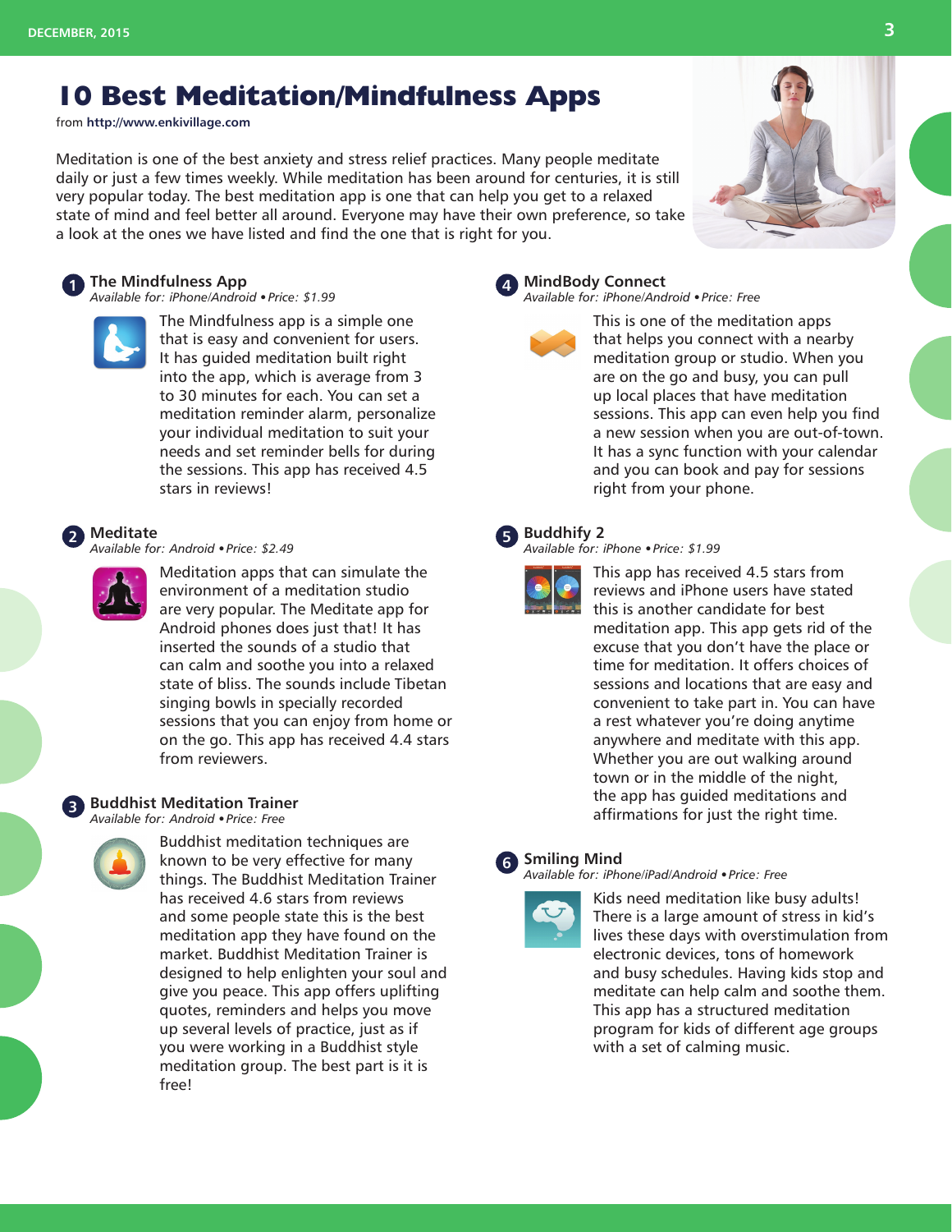# 10 Best Meditation/Mindfulness Apps

from **http://www.enkivillage.com**

Meditation is one of the best anxiety and stress relief practices. Many people meditate daily or just a few times weekly. While meditation has been around for centuries, it is still very popular today. The best meditation app is one that can help you get to a relaxed state of mind and feel better all around. Everyone may have their own preference, so take a look at the ones we have listed and find the one that is right for you.

## 1 The Mindfulness App

*Available for: iPhone/Android • Price: $1.99*

The Mindfulness app is a simple one that is easy and convenient for users. It has guided meditation built right into the app, which is average from 3 to 30 minutes for each. You can set a meditation reminder alarm, personalize your individual meditation to suit your needs and set reminder bells for during the sessions. This app has received 4.5 stars in reviews!

## 2 Meditate

*Available for: Android • Price: $2.49*

Meditation apps that can simulate the environment of a meditation studio are very popular. The Meditate app for Android phones does just that! It has inserted the sounds of a studio that can calm and soothe you into a relaxed state of bliss. The sounds include Tibetan singing bowls in specially recorded sessions that you can enjoy from home or on the go. This app has received 4.4 stars from reviewers.

## 3 Buddhist Meditation Trainer

*Available for: Android • Price: Free*

Buddhist meditation techniques are known to be very effective for many things. The Buddhist Meditation Trainer has received 4.6 stars from reviews and some people state this is the best meditation app they have found on the market. Buddhist Meditation Trainer is designed to help enlighten your soul and give you peace. This app offers uplifting quotes, reminders and helps you move up several levels of practice, just as if you were working in a Buddhist style meditation group. The best part is it is free!

## 4 MindBody Connect

*Available for: iPhone/Android • Price: Free*

This is one of the meditation apps that helps you connect with a nearby meditation group or studio. When you are on the go and busy, you can pull up local places that have meditation sessions. This app can even help you find a new session when you are out-of-town. It has a sync function with your calendar and you can book and pay for sessions right from your phone.

## 5 Buddhify 2

*Available for: iPhone • Price: $1.99*

This app has received 4.5 stars from reviews and iPhone users have stated this is another candidate for best meditation app. This app gets rid of the excuse that you don't have the place or time for meditation. It offers choices of sessions and locations that are easy and convenient to take part in. You can have a rest whatever you're doing anytime anywhere and meditate with this app. Whether you are out walking around town or in the middle of the night, the app has guided meditations and affirmations for just the right time.

## 6 Smiling Mind

*Available for: iPhone/iPad/Android • Price: Free*

Kids need meditation like busy adults! There is a large amount of stress in kid's lives these days with overstimulation from electronic devices, tons of homework and busy schedules. Having kids stop and meditate can help calm and soothe them. This app has a structured meditation program for kids of different age groups with a set of calming music.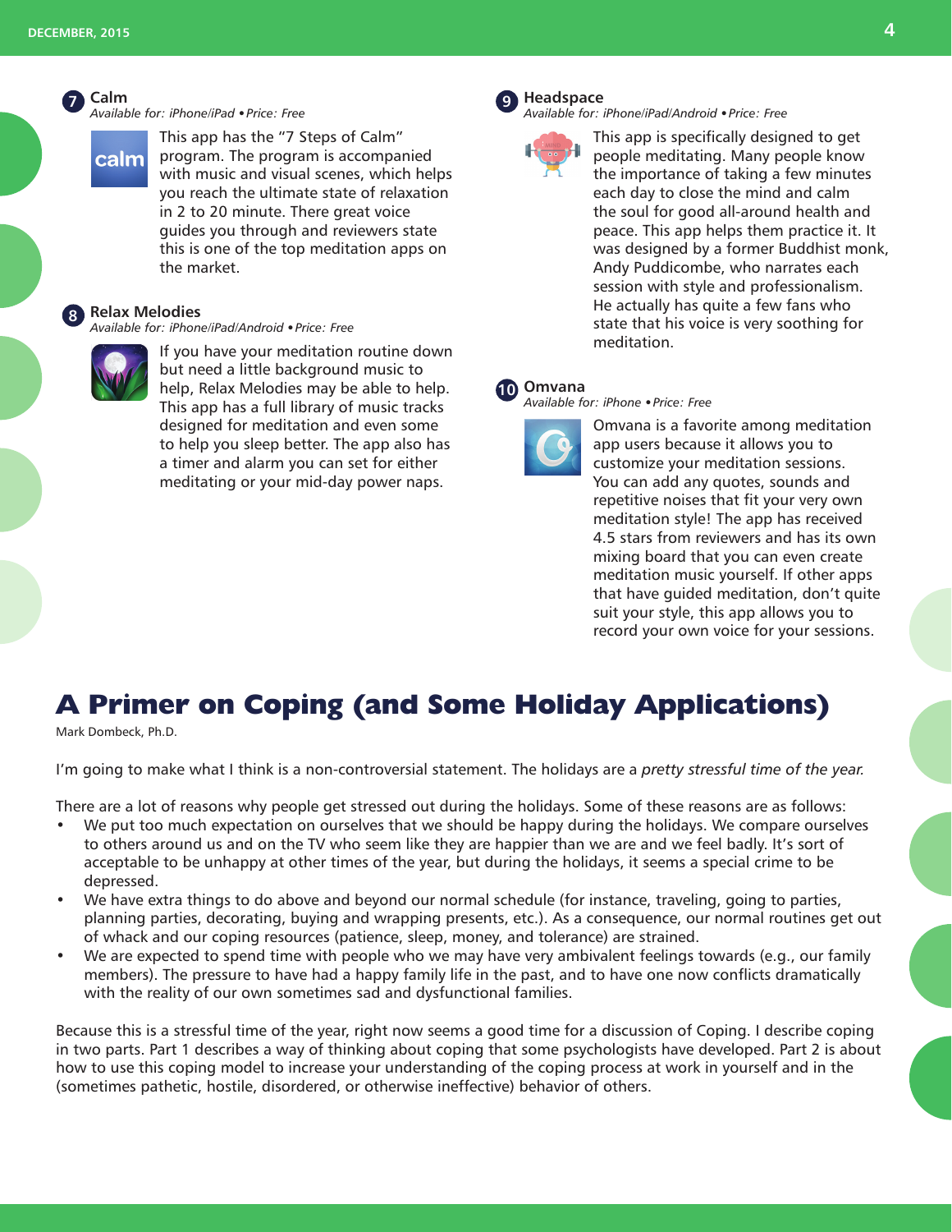### 7 Calm

*Available for: iPhone/iPad • Price: Free*

This app has the "7 Steps of Calm" program. The program is accompanied with music and visual scenes, which helps you reach the ultimate state of relaxation in 2 to 20 minute. There great voice guides you through and reviewers state this is one of the top meditation apps on the market.

### 8 Relax Melodies

*Available for: iPhone/iPad/Android • Price: Free*

If you have your meditation routine down but need a little background music to help, Relax Melodies may be able to help. This app has a full library of music tracks designed for meditation and even some to help you sleep better. The app also has a timer and alarm you can set for either meditating or your mid-day power naps.

### 9 Headspace

*Available for: iPhone/iPad/Android • Price: Free*

This app is specifically designed to get people meditating. Many people know the importance of taking a few minutes each day to close the mind and calm the soul for good all-around health and peace. This app helps them practice it. It was designed by a former Buddhist monk, Andy Puddicombe, who narrates each session with style and professionalism. He actually has quite a few fans who state that his voice is very soothing for meditation.

### 10 Omvana

*Available for: iPhone • Price: Free*

Omvana is a favorite among meditation app users because it allows you to customize your meditation sessions. You can add any quotes, sounds and repetitive noises that fit your very own meditation style! The app has received 4.5 stars from reviewers and has its own mixing board that you can even create meditation music yourself. If other apps that have guided meditation, don't quite suit your style, this app allows you to record your own voice for your sessions.

# A Primer on Coping (and Some Holiday Applications)

Mark Dombeck, Ph.D.

I'm going to make what I think is a non-controversial statement. The holidays are a *pretty stressful time of the year.*

There are a lot of reasons why people get stressed out during the holidays. Some of these reasons are as follows:

- We put too much expectation on ourselves that we should be happy during the holidays. We compare ourselves to others around us and on the TV who seem like they are happier than we are and we feel badly. It's sort of acceptable to be unhappy at other times of the year, but during the holidays, it seems a special crime to be depressed.
- We have extra things to do above and beyond our normal schedule (for instance, traveling, going to parties, planning parties, decorating, buying and wrapping presents, etc.). As a consequence, our normal routines get out of whack and our coping resources (patience, sleep, money, and tolerance) are strained.
- We are expected to spend time with people who we may have very ambivalent feelings towards (e.g., our family members). The pressure to have had a happy family life in the past, and to have one now conflicts dramatically with the reality of our own sometimes sad and dysfunctional families.

Because this is a stressful time of the year, right now seems a good time for a discussion of Coping. I describe coping in two parts. Part 1 describes a way of thinking about coping that some psychologists have developed. Part 2 is about how to use this coping model to increase your understanding of the coping process at work in yourself and in the (sometimes pathetic, hostile, disordered, or otherwise ineffective) behavior of others.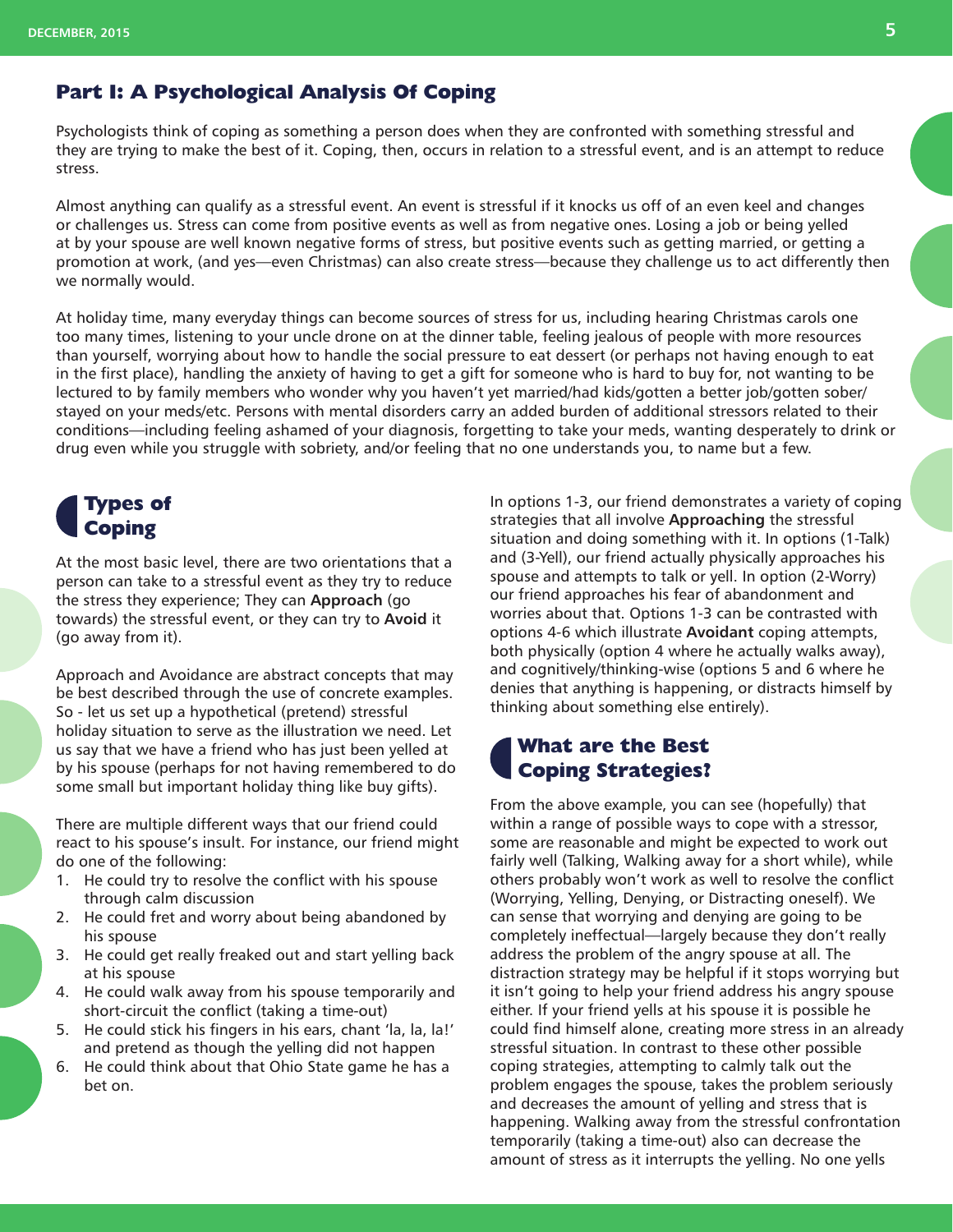## Part I: A Psychological Analysis Of Coping

Psychologists think of coping as something a person does when they are confronted with something stressful and they are trying to make the best of it. Coping, then, occurs in relation to a stressful event, and is an attempt to reduce stress.

Almost anything can qualify as a stressful event. An event is stressful if it knocks us off of an even keel and changes or challenges us. Stress can come from positive events as well as from negative ones. Losing a job or being yelled at by your spouse are well known negative forms of stress, but positive events such as getting married, or getting a promotion at work, (and yes—even Christmas) can also create stress—because they challenge us to act differently then we normally would.

At holiday time, many everyday things can become sources of stress for us, including hearing Christmas carols one too many times, listening to your uncle drone on at the dinner table, feeling jealous of people with more resources than yourself, worrying about how to handle the social pressure to eat dessert (or perhaps not having enough to eat in the first place), handling the anxiety of having to get a gift for someone who is hard to buy for, not wanting to be lectured to by family members who wonder why you haven't yet married/had kids/gotten a better job/gotten sober/ stayed on your meds/etc. Persons with mental disorders carry an added burden of additional stressors related to their conditions—including feeling ashamed of your diagnosis, forgetting to take your meds, wanting desperately to drink or drug even while you struggle with sobriety, and/or feeling that no one understands you, to name but a few.

### Types of Coping

At the most basic level, there are two orientations that a person can take to a stressful event as they try to reduce the stress they experience; They can **Approach** (go towards) the stressful event, or they can try to **Avoid** it (go away from it).

Approach and Avoidance are abstract concepts that may be best described through the use of concrete examples. So - let us set up a hypothetical (pretend) stressful holiday situation to serve as the illustration we need. Let us say that we have a friend who has just been yelled at by his spouse (perhaps for not having remembered to do some small but important holiday thing like buy gifts).

There are multiple different ways that our friend could react to his spouse's insult. For instance, our friend might do one of the following:

1. He could try to resolve the conflict with his spouse through calm discussion
2. He could fret and worry about being abandoned by his spouse
3. He could get really freaked out and start yelling back at his spouse
4. He could walk away from his spouse temporarily and short-circuit the conflict (taking a time-out)
5. He could stick his fingers in his ears, chant 'la, la, la!' and pretend as though the yelling did not happen
6. He could think about that Ohio State game he has a bet on.

In options 1-3, our friend demonstrates a variety of coping strategies that all involve **Approaching** the stressful situation and doing something with it. In options (1-Talk) and (3-Yell), our friend actually physically approaches his spouse and attempts to talk or yell. In option (2-Worry) our friend approaches his fear of abandonment and worries about that. Options 1-3 can be contrasted with options 4-6 which illustrate **Avoidant** coping attempts, both physically (option 4 where he actually walks away), and cognitively/thinking-wise (options 5 and 6 where he denies that anything is happening, or distracts himself by thinking about something else entirely).

### What are the Best Coping Strategies?

From the above example, you can see (hopefully) that within a range of possible ways to cope with a stressor, some are reasonable and might be expected to work out fairly well (Talking, Walking away for a short while), while others probably won't work as well to resolve the conflict (Worrying, Yelling, Denying, or Distracting oneself). We can sense that worrying and denying are going to be completely ineffectual—largely because they don't really address the problem of the angry spouse at all. The distraction strategy may be helpful if it stops worrying but it isn't going to help your friend address his angry spouse either. If your friend yells at his spouse it is possible he could find himself alone, creating more stress in an already stressful situation. In contrast to these other possible coping strategies, attempting to calmly talk out the problem engages the spouse, takes the problem seriously and decreases the amount of yelling and stress that is happening. Walking away from the stressful confrontation temporarily (taking a time-out) also can decrease the amount of stress as it interrupts the yelling. No one yells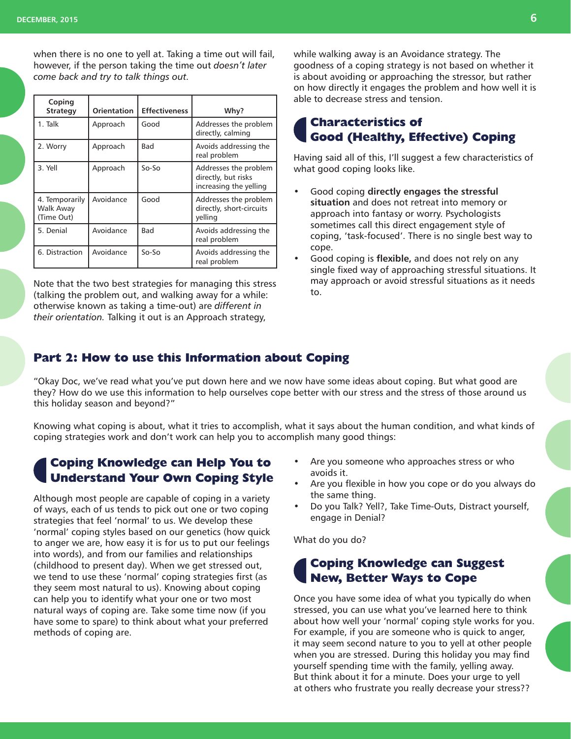when there is no one to yell at. Taking a time out will fail, however, if the person taking the time out *doesn't later come back and try to talk things out.*

| Coping Strategy | Orientation | Effectiveness | Why? |
|---|---|---|---|
| 1. Talk | Approach | Good | Addresses the problem directly, calming |
| 2. Worry | Approach | Bad | Avoids addressing the real problem |
| 3. Yell | Approach | So-So | Addresses the problem directly, but risks increasing the yelling |
| 4. Temporarily Walk Away (Time Out) | Avoidance | Good | Addresses the problem directly, short-circuits yelling |
| 5. Denial | Avoidance | Bad | Avoids addressing the real problem |
| 6. Distraction | Avoidance | So-So | Avoids addressing the real problem |

Note that the two best strategies for managing this stress (talking the problem out, and walking away for a while: otherwise known as taking a time-out) are *different in their orientation.* Talking it out is an Approach strategy, while walking away is an Avoidance strategy. The goodness of a coping strategy is not based on whether it is about avoiding or approaching the stressor, but rather on how directly it engages the problem and how well it is able to decrease stress and tension.

### Characteristics of Good (Healthy, Effective) Coping

Having said all of this, I'll suggest a few characteristics of what good coping looks like.

- Good coping **directly engages the stressful situation** and does not retreat into memory or approach into fantasy or worry. Psychologists sometimes call this direct engagement style of coping, 'task-focused'. There is no single best way to cope.
- Good coping is **flexible,** and does not rely on any single fixed way of approaching stressful situations. It may approach or avoid stressful situations as it needs to.

## Part 2: How to use this Information about Coping

"Okay Doc, we've read what you've put down here and we now have some ideas about coping. But what good are they? How do we use this information to help ourselves cope better with our stress and the stress of those around us this holiday season and beyond?"

Knowing what coping is about, what it tries to accomplish, what it says about the human condition, and what kinds of coping strategies work and don't work can help you to accomplish many good things:

### Coping Knowledge can Help You to Understand Your Own Coping Style

Although most people are capable of coping in a variety of ways, each of us tends to pick out one or two coping strategies that feel 'normal' to us. We develop these 'normal' coping styles based on our genetics (how quick to anger we are, how easy it is for us to put our feelings into words), and from our families and relationships (childhood to present day). When we get stressed out, we tend to use these 'normal' coping strategies first (as they seem most natural to us). Knowing about coping can help you to identify what your one or two most natural ways of coping are. Take some time now (if you have some to spare) to think about what your preferred methods of coping are.

- Are you someone who approaches stress or who avoids it.
- Are you flexible in how you cope or do you always do the same thing.
- Do you Talk? Yell?, Take Time-Outs, Distract yourself, engage in Denial?

What do you do?

### Coping Knowledge can Suggest New, Better Ways to Cope

Once you have some idea of what you typically do when stressed, you can use what you've learned here to think about how well your 'normal' coping style works for you. For example, if you are someone who is quick to anger, it may seem second nature to you to yell at other people when you are stressed. During this holiday you may find yourself spending time with the family, yelling away. But think about it for a minute. Does your urge to yell at others who frustrate you really decrease your stress??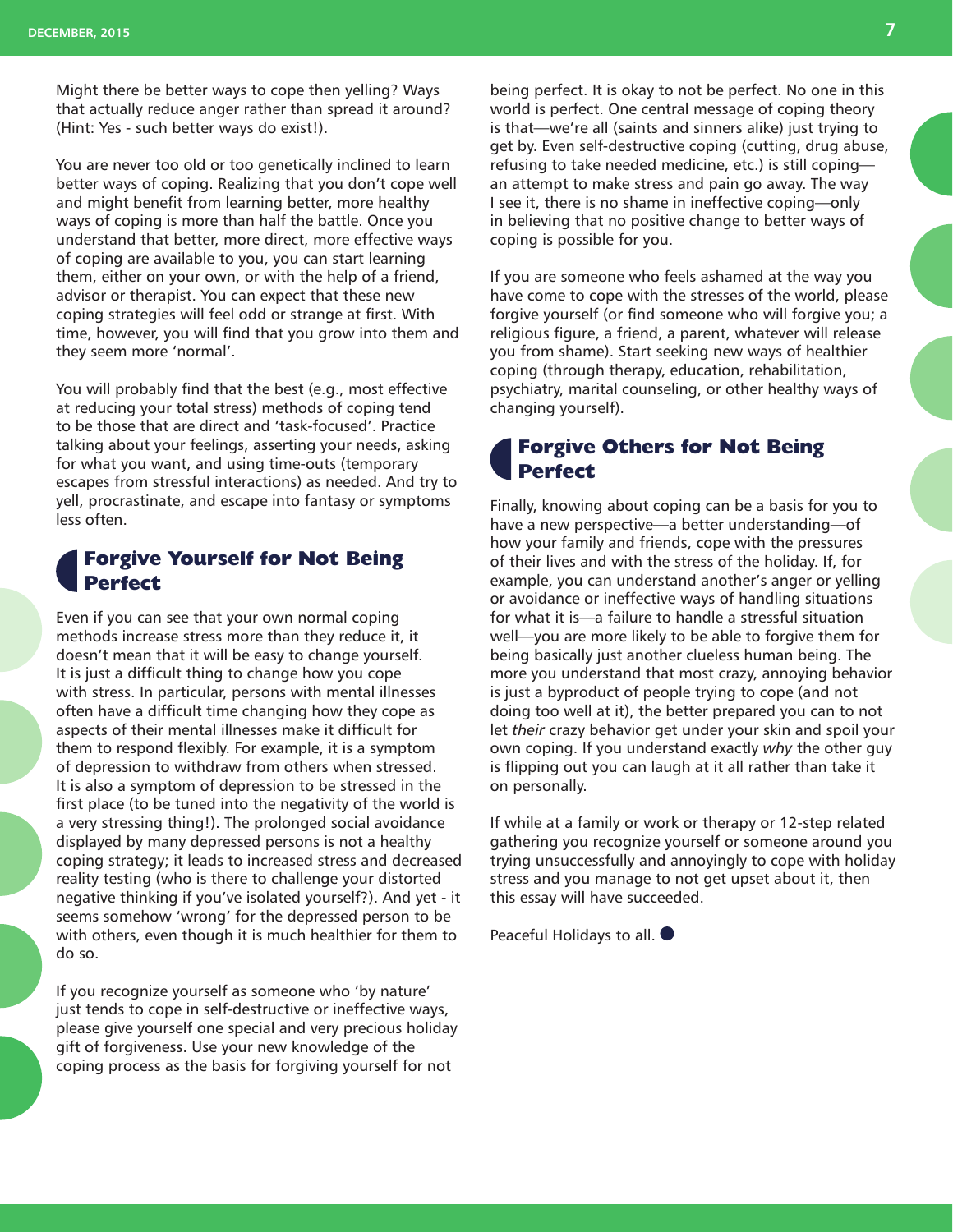Might there be better ways to cope then yelling? Ways that actually reduce anger rather than spread it around? (Hint: Yes - such better ways do exist!).

You are never too old or too genetically inclined to learn better ways of coping. Realizing that you don't cope well and might benefit from learning better, more healthy ways of coping is more than half the battle. Once you understand that better, more direct, more effective ways of coping are available to you, you can start learning them, either on your own, or with the help of a friend, advisor or therapist. You can expect that these new coping strategies will feel odd or strange at first. With time, however, you will find that you grow into them and they seem more 'normal'.

You will probably find that the best (e.g., most effective at reducing your total stress) methods of coping tend to be those that are direct and 'task-focused'. Practice talking about your feelings, asserting your needs, asking for what you want, and using time-outs (temporary escapes from stressful interactions) as needed. And try to yell, procrastinate, and escape into fantasy or symptoms less often.

## Forgive Yourself for Not Being Perfect

Even if you can see that your own normal coping methods increase stress more than they reduce it, it doesn't mean that it will be easy to change yourself. It is just a difficult thing to change how you cope with stress. In particular, persons with mental illnesses often have a difficult time changing how they cope as aspects of their mental illnesses make it difficult for them to respond flexibly. For example, it is a symptom of depression to withdraw from others when stressed. It is also a symptom of depression to be stressed in the first place (to be tuned into the negativity of the world is a very stressing thing!). The prolonged social avoidance displayed by many depressed persons is not a healthy coping strategy; it leads to increased stress and decreased reality testing (who is there to challenge your distorted negative thinking if you've isolated yourself?). And yet - it seems somehow 'wrong' for the depressed person to be with others, even though it is much healthier for them to do so.

If you recognize yourself as someone who 'by nature' just tends to cope in self-destructive or ineffective ways, please give yourself one special and very precious holiday gift of forgiveness. Use your new knowledge of the coping process as the basis for forgiving yourself for not being perfect. It is okay to not be perfect. No one in this world is perfect. One central message of coping theory is that—we're all (saints and sinners alike) just trying to get by. Even self-destructive coping (cutting, drug abuse, refusing to take needed medicine, etc.) is still coping—an attempt to make stress and pain go away. The way I see it, there is no shame in ineffective coping—only in believing that no positive change to better ways of coping is possible for you.

If you are someone who feels ashamed at the way you have come to cope with the stresses of the world, please forgive yourself (or find someone who will forgive you; a religious figure, a friend, a parent, whatever will release you from shame). Start seeking new ways of healthier coping (through therapy, education, rehabilitation, psychiatry, marital counseling, or other healthy ways of changing yourself).

## Forgive Others for Not Being Perfect

Finally, knowing about coping can be a basis for you to have a new perspective—a better understanding—of how your family and friends, cope with the pressures of their lives and with the stress of the holiday. If, for example, you can understand another's anger or yelling or avoidance or ineffective ways of handling situations for what it is—a failure to handle a stressful situation well—you are more likely to be able to forgive them for being basically just another clueless human being. The more you understand that most crazy, annoying behavior is just a byproduct of people trying to cope (and not doing too well at it), the better prepared you can to not let *their* crazy behavior get under your skin and spoil your own coping. If you understand exactly *why* the other guy is flipping out you can laugh at it all rather than take it on personally.

If while at a family or work or therapy or 12-step related gathering you recognize yourself or someone around you trying unsuccessfully and annoyingly to cope with holiday stress and you manage to not get upset about it, then this essay will have succeeded.

Peaceful Holidays to all. ●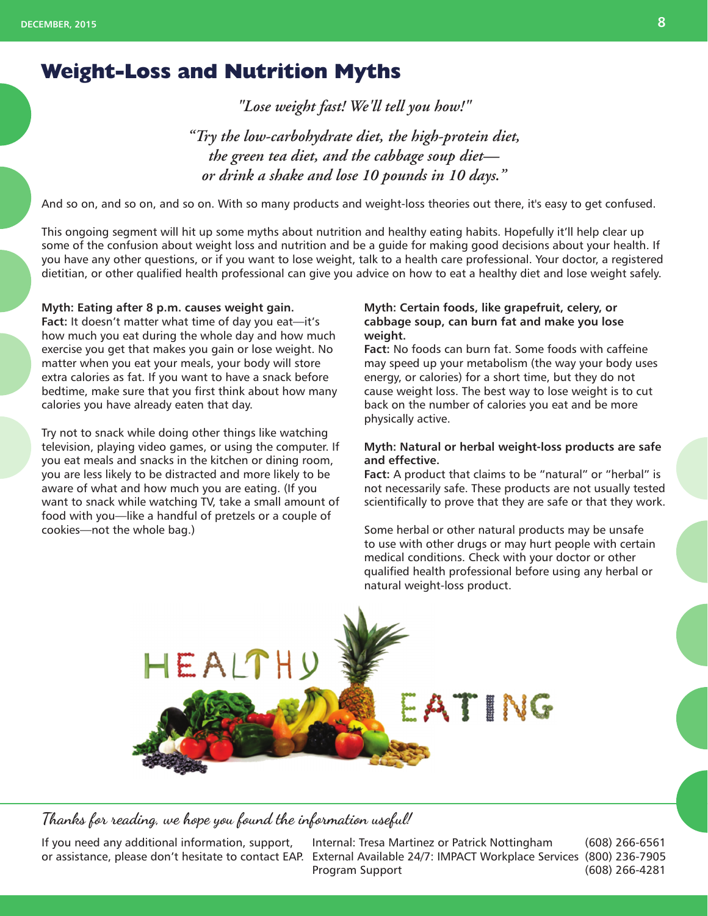# Weight-Loss and Nutrition Myths

*"Lose weight fast! We'll tell you how!"*

*"Try the low-carbohydrate diet, the high-protein diet, the green tea diet, and the cabbage soup diet— or drink a shake and lose 10 pounds in 10 days."*

And so on, and so on, and so on. With so many products and weight-loss theories out there, it's easy to get confused.

This ongoing segment will hit up some myths about nutrition and healthy eating habits. Hopefully it'll help clear up some of the confusion about weight loss and nutrition and be a guide for making good decisions about your health. If you have any other questions, or if you want to lose weight, talk to a health care professional. Your doctor, a registered dietitian, or other qualified health professional can give you advice on how to eat a healthy diet and lose weight safely.

**Myth: Eating after 8 p.m. causes weight gain.**
**Fact:** It doesn't matter what time of day you eat—it's how much you eat during the whole day and how much exercise you get that makes you gain or lose weight. No matter when you eat your meals, your body will store extra calories as fat. If you want to have a snack before bedtime, make sure that you first think about how many calories you have already eaten that day.

Try not to snack while doing other things like watching television, playing video games, or using the computer. If you eat meals and snacks in the kitchen or dining room, you are less likely to be distracted and more likely to be aware of what and how much you are eating. (If you want to snack while watching TV, take a small amount of food with you—like a handful of pretzels or a couple of cookies—not the whole bag.)

**Myth: Certain foods, like grapefruit, celery, or cabbage soup, can burn fat and make you lose weight.**
**Fact:** No foods can burn fat. Some foods with caffeine may speed up your metabolism (the way your body uses energy, or calories) for a short time, but they do not cause weight loss. The best way to lose weight is to cut back on the number of calories you eat and be more physically active.

**Myth: Natural or herbal weight-loss products are safe and effective.**
**Fact:** A product that claims to be "natural" or "herbal" is not necessarily safe. These products are not usually tested scientifically to prove that they are safe or that they work.

Some herbal or other natural products may be unsafe to use with other drugs or may hurt people with certain medical conditions. Check with your doctor or other qualified health professional before using any herbal or natural weight-loss product.

HEALTHY EATING

*Thanks for reading, we hope you found the information useful!*

If you need any additional information, support, or assistance, please don't hesitate to contact EAP.

| | |
|---|---|
| Internal: Tresa Martinez or Patrick Nottingham | (608) 266-6561 |
| External Available 24/7: IMPACT Workplace Services | (800) 236-7905 |
| Program Support | (608) 266-4281 |